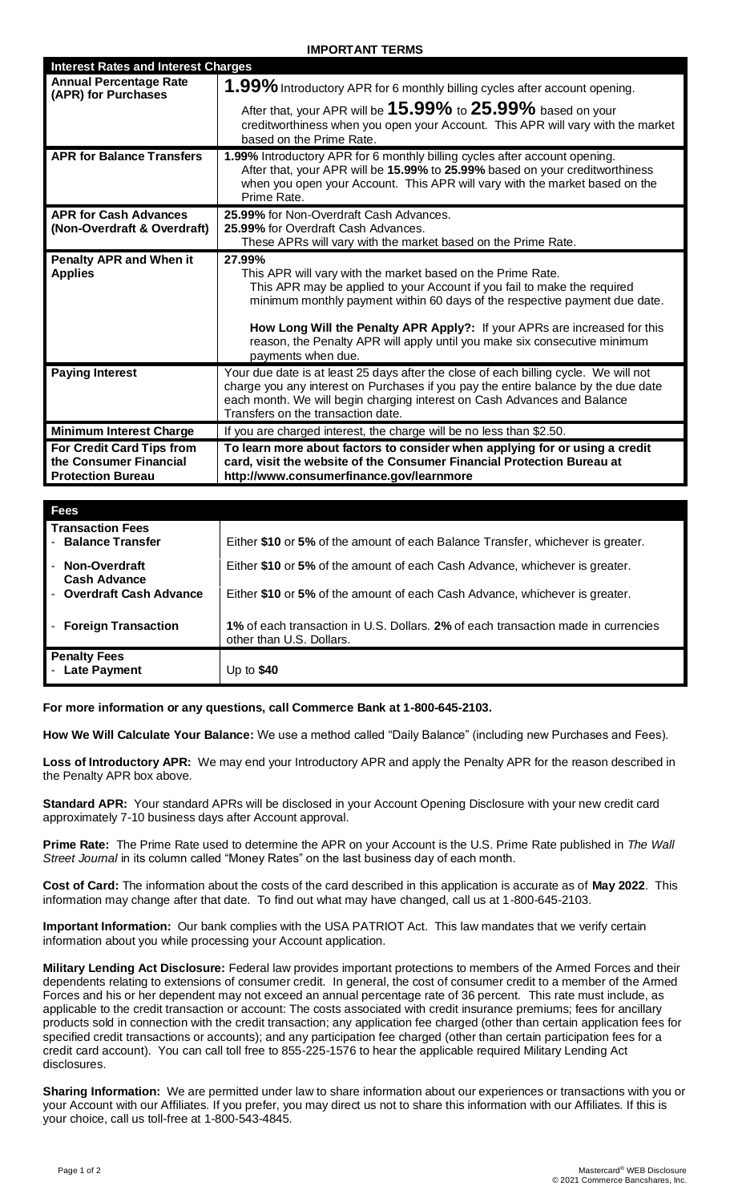# IMPORTANT TERMS

| **Interest Rates and Interest Charges** | |
|---|---|
| **Annual Percentage Rate (APR) for Purchases** | **1.99%** Introductory APR for 6 monthly billing cycles after account opening.<br><br>After that, your APR will be **15.99%** to **25.99%** based on your creditworthiness when you open your Account. This APR will vary with the market based on the Prime Rate. |
| **APR for Balance Transfers** | **1.99%** Introductory APR for 6 monthly billing cycles after account opening. After that, your APR will be **15.99%** to **25.99%** based on your creditworthiness when you open your Account. This APR will vary with the market based on the Prime Rate. |
| **APR for Cash Advances (Non-Overdraft & Overdraft)** | **25.99%** for Non-Overdraft Cash Advances.<br>**25.99%** for Overdraft Cash Advances.<br>These APRs will vary with the market based on the Prime Rate. |
| **Penalty APR and When it Applies** | **27.99%**<br>This APR will vary with the market based on the Prime Rate.<br>This APR may be applied to your Account if you fail to make the required minimum monthly payment within 60 days of the respective payment due date.<br><br>**How Long Will the Penalty APR Apply?:** If your APRs are increased for this reason, the Penalty APR will apply until you make six consecutive minimum payments when due. |
| **Paying Interest** | Your due date is at least 25 days after the close of each billing cycle. We will not charge you any interest on Purchases if you pay the entire balance by the due date each month. We will begin charging interest on Cash Advances and Balance Transfers on the transaction date. |
| **Minimum Interest Charge** | If you are charged interest, the charge will be no less than $2.50. |
| **For Credit Card Tips from the Consumer Financial Protection Bureau** | **To learn more about factors to consider when applying for or using a credit card, visit the website of the Consumer Financial Protection Bureau at http://www.consumerfinance.gov/learnmore** |

| **Fees** | |
|---|---|
| **Transaction Fees**<br>- **Balance Transfer** | Either **$10** or **5%** of the amount of each Balance Transfer, whichever is greater. |
| - **Non-Overdraft Cash Advance** | Either **$10** or **5%** of the amount of each Cash Advance, whichever is greater. |
| - **Overdraft Cash Advance** | Either **$10** or **5%** of the amount of each Cash Advance, whichever is greater. |
| - **Foreign Transaction** | **1%** of each transaction in U.S. Dollars. **2%** of each transaction made in currencies other than U.S. Dollars. |
| **Penalty Fees**<br>- **Late Payment** | Up to **$40** |

**For more information or any questions, call Commerce Bank at 1-800-645-2103.**

**How We Will Calculate Your Balance:** We use a method called "Daily Balance" (including new Purchases and Fees).

**Loss of Introductory APR:** We may end your Introductory APR and apply the Penalty APR for the reason described in the Penalty APR box above.

**Standard APR:** Your standard APRs will be disclosed in your Account Opening Disclosure with your new credit card approximately 7-10 business days after Account approval.

**Prime Rate:** The Prime Rate used to determine the APR on your Account is the U.S. Prime Rate published in *The Wall Street Journal* in its column called "Money Rates" on the last business day of each month.

**Cost of Card:** The information about the costs of the card described in this application is accurate as of **May 2022**. This information may change after that date. To find out what may have changed, call us at 1-800-645-2103.

**Important Information:** Our bank complies with the USA PATRIOT Act. This law mandates that we verify certain information about you while processing your Account application.

**Military Lending Act Disclosure:** Federal law provides important protections to members of the Armed Forces and their dependents relating to extensions of consumer credit. In general, the cost of consumer credit to a member of the Armed Forces and his or her dependent may not exceed an annual percentage rate of 36 percent. This rate must include, as applicable to the credit transaction or account: The costs associated with credit insurance premiums; fees for ancillary products sold in connection with the credit transaction; any application fee charged (other than certain application fees for specified credit transactions or accounts); and any participation fee charged (other than certain participation fees for a credit card account). You can call toll free to 855-225-1576 to hear the applicable required Military Lending Act disclosures.

**Sharing Information:** We are permitted under law to share information about our experiences or transactions with you or your Account with our Affiliates. If you prefer, you may direct us not to share this information with our Affiliates. If this is your choice, call us toll-free at 1-800-543-4845.

Mastercard® WEB Disclosure
© 2021 Commerce Bancshares, Inc.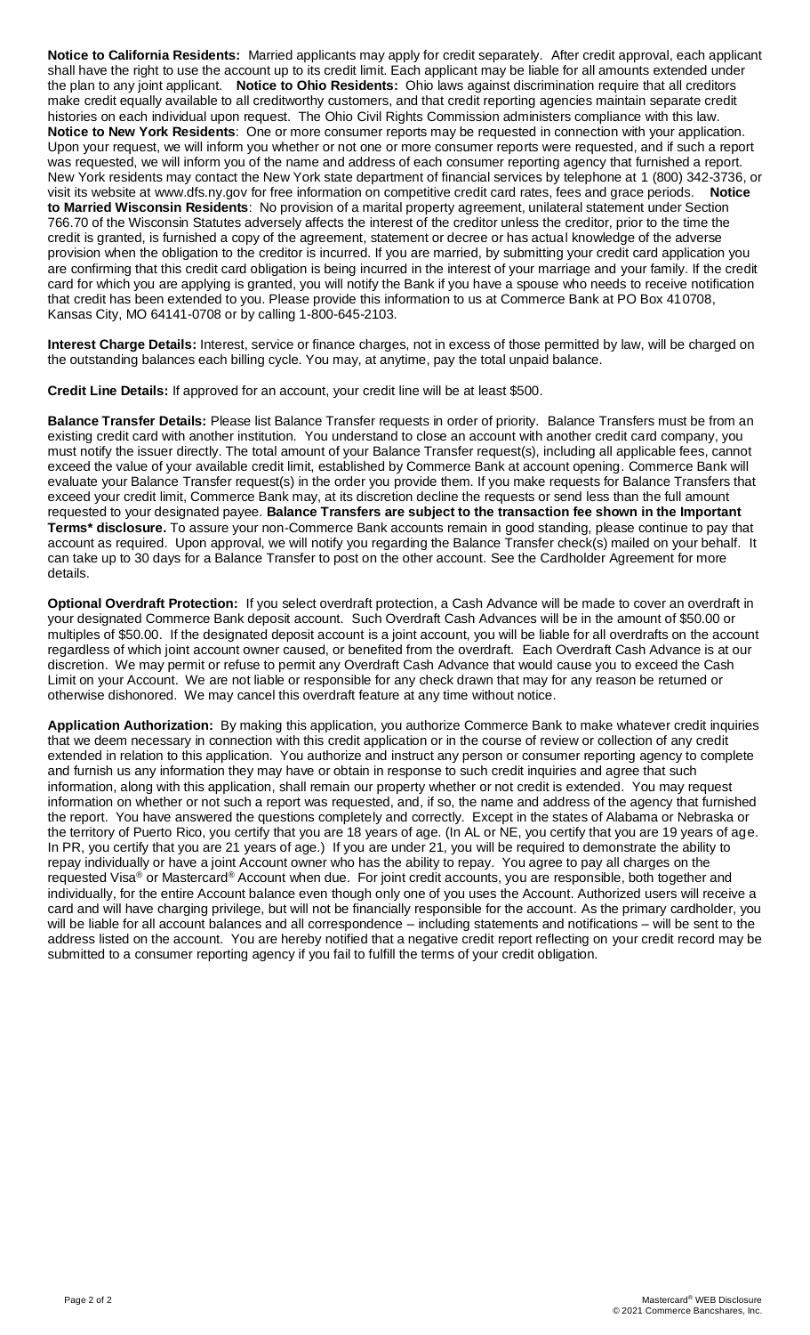**Notice to California Residents:** Married applicants may apply for credit separately. After credit approval, each applicant shall have the right to use the account up to its credit limit. Each applicant may be liable for all amounts extended under the plan to any joint applicant. **Notice to Ohio Residents:** Ohio laws against discrimination require that all creditors make credit equally available to all creditworthy customers, and that credit reporting agencies maintain separate credit histories on each individual upon request. The Ohio Civil Rights Commission administers compliance with this law. **Notice to New York Residents**: One or more consumer reports may be requested in connection with your application. Upon your request, we will inform you whether or not one or more consumer reports were requested, and if such a report was requested, we will inform you of the name and address of each consumer reporting agency that furnished a report. New York residents may contact the New York state department of financial services by telephone at 1 (800) 342-3736, or visit its website at www.dfs.ny.gov for free information on competitive credit card rates, fees and grace periods. **Notice to Married Wisconsin Residents**: No provision of a marital property agreement, unilateral statement under Section 766.70 of the Wisconsin Statutes adversely affects the interest of the creditor unless the creditor, prior to the time the credit is granted, is furnished a copy of the agreement, statement or decree or has actual knowledge of the adverse provision when the obligation to the creditor is incurred. If you are married, by submitting your credit card application you are confirming that this credit card obligation is being incurred in the interest of your marriage and your family. If the credit card for which you are applying is granted, you will notify the Bank if you have a spouse who needs to receive notification that credit has been extended to you. Please provide this information to us at Commerce Bank at PO Box 410708, Kansas City, MO 64141-0708 or by calling 1-800-645-2103.

**Interest Charge Details:** Interest, service or finance charges, not in excess of those permitted by law, will be charged on the outstanding balances each billing cycle. You may, at anytime, pay the total unpaid balance.

**Credit Line Details:** If approved for an account, your credit line will be at least $500.

**Balance Transfer Details:** Please list Balance Transfer requests in order of priority. Balance Transfers must be from an existing credit card with another institution. You understand to close an account with another credit card company, you must notify the issuer directly. The total amount of your Balance Transfer request(s), including all applicable fees, cannot exceed the value of your available credit limit, established by Commerce Bank at account opening. Commerce Bank will evaluate your Balance Transfer request(s) in the order you provide them. If you make requests for Balance Transfers that exceed your credit limit, Commerce Bank may, at its discretion decline the requests or send less than the full amount requested to your designated payee. **Balance Transfers are subject to the transaction fee shown in the Important Terms* disclosure.** To assure your non-Commerce Bank accounts remain in good standing, please continue to pay that account as required. Upon approval, we will notify you regarding the Balance Transfer check(s) mailed on your behalf. It can take up to 30 days for a Balance Transfer to post on the other account. See the Cardholder Agreement for more details.

**Optional Overdraft Protection:** If you select overdraft protection, a Cash Advance will be made to cover an overdraft in your designated Commerce Bank deposit account. Such Overdraft Cash Advances will be in the amount of $50.00 or multiples of $50.00. If the designated deposit account is a joint account, you will be liable for all overdrafts on the account regardless of which joint account owner caused, or benefited from the overdraft. Each Overdraft Cash Advance is at our discretion. We may permit or refuse to permit any Overdraft Cash Advance that would cause you to exceed the Cash Limit on your Account. We are not liable or responsible for any check drawn that may for any reason be returned or otherwise dishonored. We may cancel this overdraft feature at any time without notice.

**Application Authorization:** By making this application, you authorize Commerce Bank to make whatever credit inquiries that we deem necessary in connection with this credit application or in the course of review or collection of any credit extended in relation to this application. You authorize and instruct any person or consumer reporting agency to complete and furnish us any information they may have or obtain in response to such credit inquiries and agree that such information, along with this application, shall remain our property whether or not credit is extended. You may request information on whether or not such a report was requested, and, if so, the name and address of the agency that furnished the report. You have answered the questions completely and correctly. Except in the states of Alabama or Nebraska or the territory of Puerto Rico, you certify that you are 18 years of age. (In AL or NE, you certify that you are 19 years of age. In PR, you certify that you are 21 years of age.) If you are under 21, you will be required to demonstrate the ability to repay individually or have a joint Account owner who has the ability to repay. You agree to pay all charges on the requested Visa® or Mastercard® Account when due. For joint credit accounts, you are responsible, both together and individually, for the entire Account balance even though only one of you uses the Account. Authorized users will receive a card and will have charging privilege, but will not be financially responsible for the account. As the primary cardholder, you will be liable for all account balances and all correspondence – including statements and notifications – will be sent to the address listed on the account. You are hereby notified that a negative credit report reflecting on your credit record may be submitted to a consumer reporting agency if you fail to fulfill the terms of your credit obligation.

Mastercard® WEB Disclosure
© 2021 Commerce Bancshares, Inc.